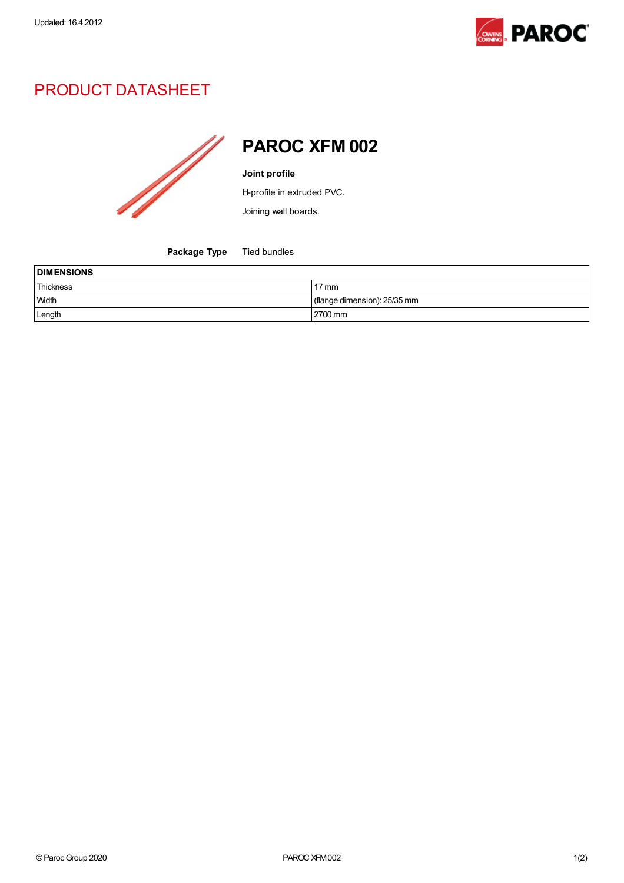Updated: 16.4.2012

# PRODUCT DATASHEET

## PAROC XFM 002

**Joint profile**

H-profile in extruded PVC.

Joining wall boards.

**Package Type** Tied bundles

| DIMENSIONS | |
|---|---|
| Thickness | 17 mm |
| Width | (flange dimension): 25/35 mm |
| Length | 2700 mm |

© Paroc Group 2020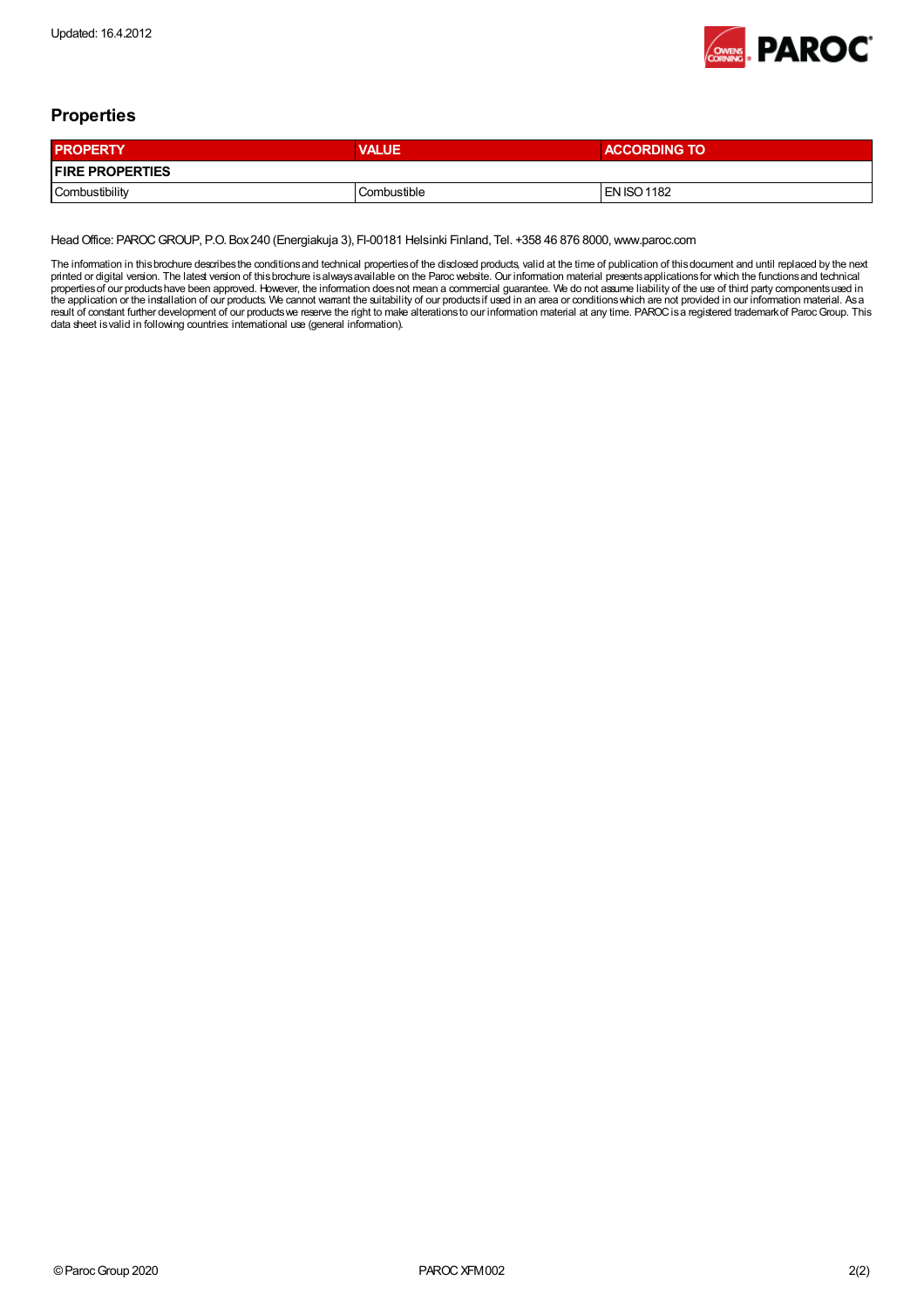Updated: 16.4.2012

## Properties

| PROPERTY | VALUE | ACCORDING TO |
|---|---|---|
| **FIRE PROPERTIES** | | |
| Combustibility | Combustible | EN ISO 1182 |

Head Office: PAROC GROUP, P.O. Box 240 (Energiakuja 3), FI-00181 Helsinki Finland, Tel. +358 46 876 8000, www.paroc.com

The information in this brochure describes the conditions and technical properties of the disclosed products, valid at the time of publication of this document and until replaced by the next printed or digital version. The latest version of this brochure is always available on the Paroc website. Our information material presents applications for which the functions and technical properties of our products have been approved. However, the information does not mean a commercial guarantee. We do not assume liability of the use of third party components used in the application or the installation of our products. We cannot warrant the suitability of our products if used in an area or conditions which are not provided in our information material. As a result of constant further development of our products we reserve the right to make alterations to our information material at any time. PAROC is a registered trademark of Paroc Group. This data sheet is valid in following countries: international use (general information).

© Paroc Group 2020

PAROC XFM 002